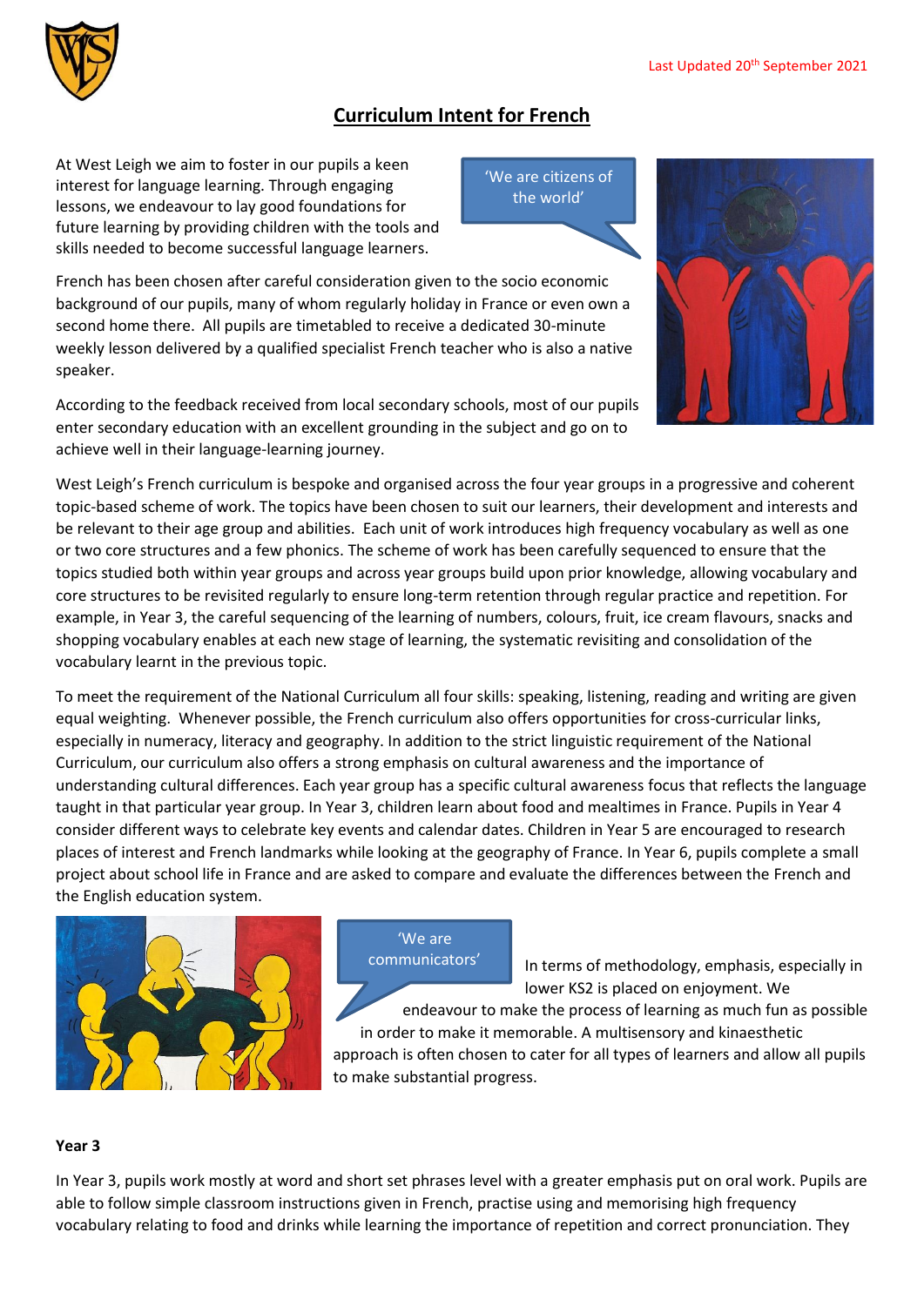Last Updated 20th September 2021

# Curriculum Intent for French

At West Leigh we aim to foster in our pupils a keen interest for language learning. Through engaging lessons, we endeavour to lay good foundations for future learning by providing children with the tools and skills needed to become successful language learners.

'We are citizens of the world'

French has been chosen after careful consideration given to the socio economic background of our pupils, many of whom regularly holiday in France or even own a second home there. All pupils are timetabled to receive a dedicated 30-minute weekly lesson delivered by a qualified specialist French teacher who is also a native speaker.

According to the feedback received from local secondary schools, most of our pupils enter secondary education with an excellent grounding in the subject and go on to achieve well in their language-learning journey.

West Leigh's French curriculum is bespoke and organised across the four year groups in a progressive and coherent topic-based scheme of work. The topics have been chosen to suit our learners, their development and interests and be relevant to their age group and abilities. Each unit of work introduces high frequency vocabulary as well as one or two core structures and a few phonics. The scheme of work has been carefully sequenced to ensure that the topics studied both within year groups and across year groups build upon prior knowledge, allowing vocabulary and core structures to be revisited regularly to ensure long-term retention through regular practice and repetition. For example, in Year 3, the careful sequencing of the learning of numbers, colours, fruit, ice cream flavours, snacks and shopping vocabulary enables at each new stage of learning, the systematic revisiting and consolidation of the vocabulary learnt in the previous topic.

To meet the requirement of the National Curriculum all four skills: speaking, listening, reading and writing are given equal weighting. Whenever possible, the French curriculum also offers opportunities for cross-curricular links, especially in numeracy, literacy and geography. In addition to the strict linguistic requirement of the National Curriculum, our curriculum also offers a strong emphasis on cultural awareness and the importance of understanding cultural differences. Each year group has a specific cultural awareness focus that reflects the language taught in that particular year group. In Year 3, children learn about food and mealtimes in France. Pupils in Year 4 consider different ways to celebrate key events and calendar dates. Children in Year 5 are encouraged to research places of interest and French landmarks while looking at the geography of France. In Year 6, pupils complete a small project about school life in France and are asked to compare and evaluate the differences between the French and the English education system.

'We are communicators'

In terms of methodology, emphasis, especially in lower KS2 is placed on enjoyment. We endeavour to make the process of learning as much fun as possible in order to make it memorable. A multisensory and kinaesthetic approach is often chosen to cater for all types of learners and allow all pupils to make substantial progress.

**Year 3**

In Year 3, pupils work mostly at word and short set phrases level with a greater emphasis put on oral work. Pupils are able to follow simple classroom instructions given in French, practise using and memorising high frequency vocabulary relating to food and drinks while learning the importance of repetition and correct pronunciation. They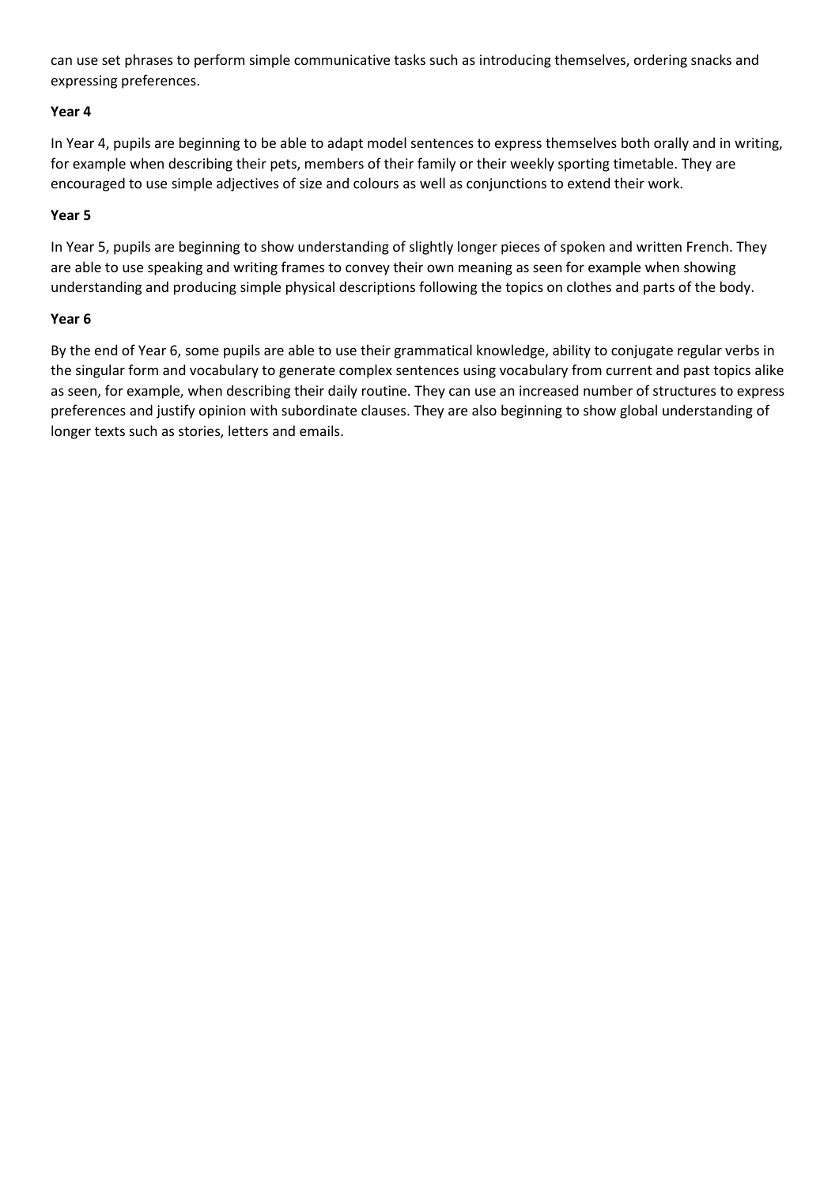can use set phrases to perform simple communicative tasks such as introducing themselves, ordering snacks and expressing preferences.

**Year 4**

In Year 4, pupils are beginning to be able to adapt model sentences to express themselves both orally and in writing, for example when describing their pets, members of their family or their weekly sporting timetable. They are encouraged to use simple adjectives of size and colours as well as conjunctions to extend their work.

**Year 5**

In Year 5, pupils are beginning to show understanding of slightly longer pieces of spoken and written French. They are able to use speaking and writing frames to convey their own meaning as seen for example when showing understanding and producing simple physical descriptions following the topics on clothes and parts of the body.

**Year 6**

By the end of Year 6, some pupils are able to use their grammatical knowledge, ability to conjugate regular verbs in the singular form and vocabulary to generate complex sentences using vocabulary from current and past topics alike as seen, for example, when describing their daily routine. They can use an increased number of structures to express preferences and justify opinion with subordinate clauses. They are also beginning to show global understanding of longer texts such as stories, letters and emails.